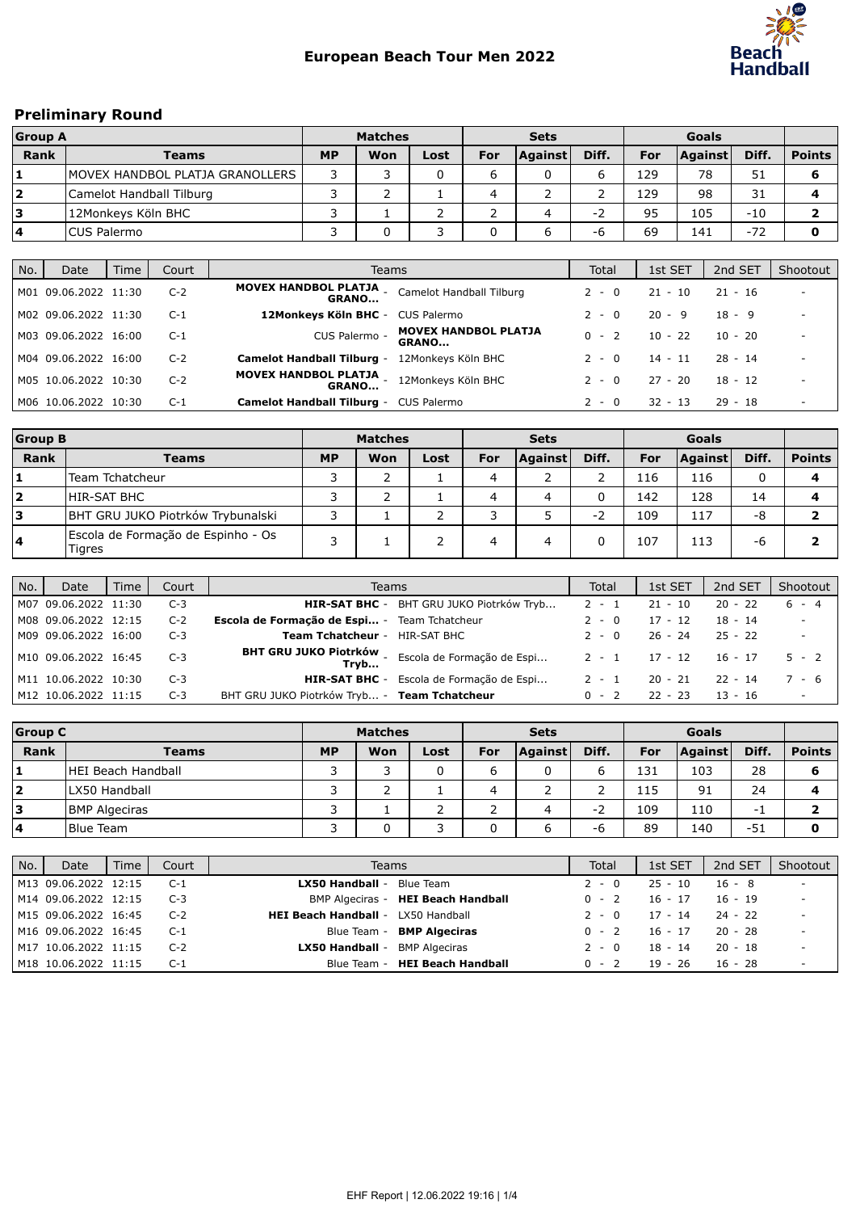# European Beach Tour Men 2022

## Preliminary Round

| Group A | | Matches | | | Sets | | | Goals | | | |
|---|---|---|---|---|---|---|---|---|---|---|---|
| Rank | Teams | MP | Won | Lost | For | Against | Diff. | For | Against | Diff. | Points |
| 1 | MOVEX HANDBOL PLATJA GRANOLLERS | 3 | 3 | 0 | 6 | 0 | 6 | 129 | 78 | 51 | 6 |
| 2 | Camelot Handball Tilburg | 3 | 2 | 1 | 4 | 2 | 2 | 129 | 98 | 31 | 4 |
| 3 | 12Monkeys Köln BHC | 3 | 1 | 2 | 2 | 4 | -2 | 95 | 105 | -10 | 2 |
| 4 | CUS Palermo | 3 | 0 | 3 | 0 | 6 | -6 | 69 | 141 | -72 | 0 |

| No. | Date | Time | Court | Teams | Total | 1st SET | 2nd SET | Shootout |
|---|---|---|---|---|---|---|---|---|
| M01 | 09.06.2022 | 11:30 | C-2 | **MOVEX HANDBOL PLATJA GRANO...** - Camelot Handball Tilburg | 2 - 0 | 21 - 10 | 21 - 16 | - |
| M02 | 09.06.2022 | 11:30 | C-1 | **12Monkeys Köln BHC** - CUS Palermo | 2 - 0 | 20 - 9 | 18 - 9 | - |
| M03 | 09.06.2022 | 16:00 | C-1 | CUS Palermo - **MOVEX HANDBOL PLATJA GRANO...** | 0 - 2 | 10 - 22 | 10 - 20 | - |
| M04 | 09.06.2022 | 16:00 | C-2 | **Camelot Handball Tilburg** - 12Monkeys Köln BHC | 2 - 0 | 14 - 11 | 28 - 14 | - |
| M05 | 10.06.2022 | 10:30 | C-2 | **MOVEX HANDBOL PLATJA GRANO...** - 12Monkeys Köln BHC | 2 - 0 | 27 - 20 | 18 - 12 | - |
| M06 | 10.06.2022 | 10:30 | C-1 | **Camelot Handball Tilburg** - CUS Palermo | 2 - 0 | 32 - 13 | 29 - 18 | - |

| Group B | | Matches | | | Sets | | | Goals | | | |
|---|---|---|---|---|---|---|---|---|---|---|---|
| Rank | Teams | MP | Won | Lost | For | Against | Diff. | For | Against | Diff. | Points |
| 1 | Team Tchatcheur | 3 | 2 | 1 | 4 | 2 | 2 | 116 | 116 | 0 | 4 |
| 2 | HIR-SAT BHC | 3 | 2 | 1 | 4 | 4 | 0 | 142 | 128 | 14 | 4 |
| 3 | BHT GRU JUKO Piotrków Trybunalski | 3 | 1 | 2 | 3 | 5 | -2 | 109 | 117 | -8 | 2 |
| 4 | Escola de Formação de Espinho - Os Tigres | 3 | 1 | 2 | 4 | 4 | 0 | 107 | 113 | -6 | 2 |

| No. | Date | Time | Court | Teams | Total | 1st SET | 2nd SET | Shootout |
|---|---|---|---|---|---|---|---|---|
| M07 | 09.06.2022 | 11:30 | C-3 | **HIR-SAT BHC** - BHT GRU JUKO Piotrków Tryb... | 2 - 1 | 21 - 10 | 20 - 22 | 6 - 4 |
| M08 | 09.06.2022 | 12:15 | C-2 | **Escola de Formação de Espi...** - Team Tchatcheur | 2 - 0 | 17 - 12 | 18 - 14 | - |
| M09 | 09.06.2022 | 16:00 | C-3 | **Team Tchatcheur** - HIR-SAT BHC | 2 - 0 | 26 - 24 | 25 - 22 | - |
| M10 | 09.06.2022 | 16:45 | C-3 | **BHT GRU JUKO Piotrków Tryb...** - Escola de Formação de Espi... | 2 - 1 | 17 - 12 | 16 - 17 | 5 - 2 |
| M11 | 10.06.2022 | 10:30 | C-3 | **HIR-SAT BHC** - Escola de Formação de Espi... | 2 - 1 | 20 - 21 | 22 - 14 | 7 - 6 |
| M12 | 10.06.2022 | 11:15 | C-3 | BHT GRU JUKO Piotrków Tryb... - **Team Tchatcheur** | 0 - 2 | 22 - 23 | 13 - 16 | - |

| Group C | | Matches | | | Sets | | | Goals | | | |
|---|---|---|---|---|---|---|---|---|---|---|---|
| Rank | Teams | MP | Won | Lost | For | Against | Diff. | For | Against | Diff. | Points |
| 1 | HEI Beach Handball | 3 | 3 | 0 | 6 | 0 | 6 | 131 | 103 | 28 | 6 |
| 2 | LX50 Handball | 3 | 2 | 1 | 4 | 2 | 2 | 115 | 91 | 24 | 4 |
| 3 | BMP Algeciras | 3 | 1 | 2 | 2 | 4 | -2 | 109 | 110 | -1 | 2 |
| 4 | Blue Team | 3 | 0 | 3 | 0 | 6 | -6 | 89 | 140 | -51 | 0 |

| No. | Date | Time | Court | Teams | Total | 1st SET | 2nd SET | Shootout |
|---|---|---|---|---|---|---|---|---|
| M13 | 09.06.2022 | 12:15 | C-1 | **LX50 Handball** - Blue Team | 2 - 0 | 25 - 10 | 16 - 8 | - |
| M14 | 09.06.2022 | 12:15 | C-3 | BMP Algeciras - **HEI Beach Handball** | 0 - 2 | 16 - 17 | 16 - 19 | - |
| M15 | 09.06.2022 | 16:45 | C-2 | **HEI Beach Handball** - LX50 Handball | 2 - 0 | 17 - 14 | 24 - 22 | - |
| M16 | 09.06.2022 | 16:45 | C-1 | Blue Team - **BMP Algeciras** | 0 - 2 | 16 - 17 | 20 - 28 | - |
| M17 | 10.06.2022 | 11:15 | C-2 | **LX50 Handball** - BMP Algeciras | 2 - 0 | 18 - 14 | 20 - 18 | - |
| M18 | 10.06.2022 | 11:15 | C-1 | Blue Team - **HEI Beach Handball** | 0 - 2 | 19 - 26 | 16 - 28 | - |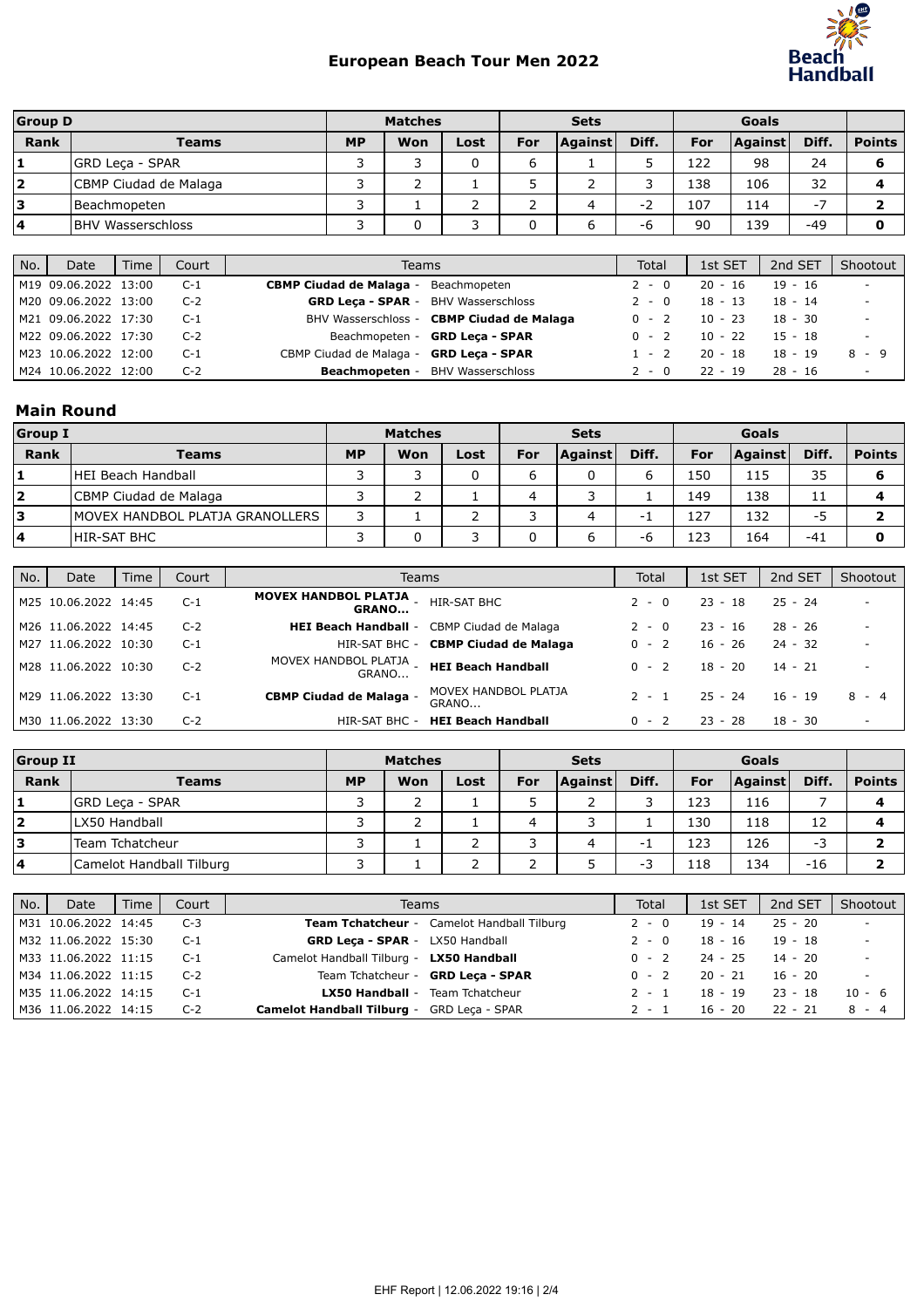# European Beach Tour Men 2022

| Group D | | | Matches | | | Sets | | | Goals | | | |
|---|---|---|---|---|---|---|---|---|---|---|---|---|
| **Rank** | **Teams** | | **MP** | **Won** | **Lost** | **For** | **Against** | **Diff.** | **For** | **Against** | **Diff.** | **Points** |
| **1** | GRD Leça - SPAR | | 3 | 3 | 0 | 6 | 1 | 5 | 122 | 98 | 24 | **6** |
| **2** | CBMP Ciudad de Malaga | | 3 | 2 | 1 | 5 | 2 | 3 | 138 | 106 | 32 | **4** |
| **3** | Beachmopeten | | 3 | 1 | 2 | 2 | 4 | -2 | 107 | 114 | -7 | **2** |
| **4** | BHV Wasserschloss | | 3 | 0 | 3 | 0 | 6 | -6 | 90 | 139 | -49 | **0** |

| No. | Date | Time | Court | Teams | Total | 1st SET | 2nd SET | Shootout |
|---|---|---|---|---|---|---|---|---|
| M19 | 09.06.2022 | 13:00 | C-1 | **CBMP Ciudad de Malaga** - Beachmopeten | 2 - 0 | 20 - 16 | 19 - 16 | - |
| M20 | 09.06.2022 | 13:00 | C-2 | **GRD Leça - SPAR** - BHV Wasserschloss | 2 - 0 | 18 - 13 | 18 - 14 | - |
| M21 | 09.06.2022 | 17:30 | C-1 | BHV Wasserschloss - **CBMP Ciudad de Malaga** | 0 - 2 | 10 - 23 | 18 - 30 | - |
| M22 | 09.06.2022 | 17:30 | C-2 | Beachmopeten - **GRD Leça - SPAR** | 0 - 2 | 10 - 22 | 15 - 18 | - |
| M23 | 10.06.2022 | 12:00 | C-1 | CBMP Ciudad de Malaga - **GRD Leça - SPAR** | 1 - 2 | 20 - 18 | 18 - 19 | 8 - 9 |
| M24 | 10.06.2022 | 12:00 | C-2 | **Beachmopeten** - BHV Wasserschloss | 2 - 0 | 22 - 19 | 28 - 16 | - |

## Main Round

| Group I | | | Matches | | | Sets | | | Goals | | | |
|---|---|---|---|---|---|---|---|---|---|---|---|---|
| **Rank** | **Teams** | | **MP** | **Won** | **Lost** | **For** | **Against** | **Diff.** | **For** | **Against** | **Diff.** | **Points** |
| **1** | HEI Beach Handball | | 3 | 3 | 0 | 6 | 0 | 6 | 150 | 115 | 35 | **6** |
| **2** | CBMP Ciudad de Malaga | | 3 | 2 | 1 | 4 | 3 | 1 | 149 | 138 | 11 | **4** |
| **3** | MOVEX HANDBOL PLATJA GRANOLLERS | | 3 | 1 | 2 | 3 | 4 | -1 | 127 | 132 | -5 | **2** |
| **4** | HIR-SAT BHC | | 3 | 0 | 3 | 0 | 6 | -6 | 123 | 164 | -41 | **0** |

| No. | Date | Time | Court | Teams | Total | 1st SET | 2nd SET | Shootout |
|---|---|---|---|---|---|---|---|---|
| M25 | 10.06.2022 | 14:45 | C-1 | **MOVEX HANDBOL PLATJA GRANO...** - HIR-SAT BHC | 2 - 0 | 23 - 18 | 25 - 24 | - |
| M26 | 11.06.2022 | 14:45 | C-2 | **HEI Beach Handball** - CBMP Ciudad de Malaga | 2 - 0 | 23 - 16 | 28 - 26 | - |
| M27 | 11.06.2022 | 10:30 | C-1 | HIR-SAT BHC - **CBMP Ciudad de Malaga** | 0 - 2 | 16 - 26 | 24 - 32 | - |
| M28 | 11.06.2022 | 10:30 | C-2 | MOVEX HANDBOL PLATJA GRANO... - **HEI Beach Handball** | 0 - 2 | 18 - 20 | 14 - 21 | - |
| M29 | 11.06.2022 | 13:30 | C-1 | **CBMP Ciudad de Malaga** - MOVEX HANDBOL PLATJA GRANO... | 2 - 1 | 25 - 24 | 16 - 19 | 8 - 4 |
| M30 | 11.06.2022 | 13:30 | C-2 | HIR-SAT BHC - **HEI Beach Handball** | 0 - 2 | 23 - 28 | 18 - 30 | - |

| Group II | | | Matches | | | Sets | | | Goals | | | |
|---|---|---|---|---|---|---|---|---|---|---|---|---|
| **Rank** | **Teams** | | **MP** | **Won** | **Lost** | **For** | **Against** | **Diff.** | **For** | **Against** | **Diff.** | **Points** |
| **1** | GRD Leça - SPAR | | 3 | 2 | 1 | 5 | 2 | 3 | 123 | 116 | 7 | **4** |
| **2** | LX50 Handball | | 3 | 2 | 1 | 4 | 3 | 1 | 130 | 118 | 12 | **4** |
| **3** | Team Tchatcheur | | 3 | 1 | 2 | 3 | 4 | -1 | 123 | 126 | -3 | **2** |
| **4** | Camelot Handball Tilburg | | 3 | 1 | 2 | 2 | 5 | -3 | 118 | 134 | -16 | **2** |

| No. | Date | Time | Court | Teams | Total | 1st SET | 2nd SET | Shootout |
|---|---|---|---|---|---|---|---|---|
| M31 | 10.06.2022 | 14:45 | C-3 | **Team Tchatcheur** - Camelot Handball Tilburg | 2 - 0 | 19 - 14 | 25 - 20 | - |
| M32 | 11.06.2022 | 15:30 | C-1 | **GRD Leça - SPAR** - LX50 Handball | 2 - 0 | 18 - 16 | 19 - 18 | - |
| M33 | 11.06.2022 | 11:15 | C-1 | Camelot Handball Tilburg - **LX50 Handball** | 0 - 2 | 24 - 25 | 14 - 20 | - |
| M34 | 11.06.2022 | 11:15 | C-2 | Team Tchatcheur - **GRD Leça - SPAR** | 0 - 2 | 20 - 21 | 16 - 20 | - |
| M35 | 11.06.2022 | 14:15 | C-1 | **LX50 Handball** - Team Tchatcheur | 2 - 1 | 18 - 19 | 23 - 18 | 10 - 6 |
| M36 | 11.06.2022 | 14:15 | C-2 | **Camelot Handball Tilburg** - GRD Leça - SPAR | 2 - 1 | 16 - 20 | 22 - 21 | 8 - 4 |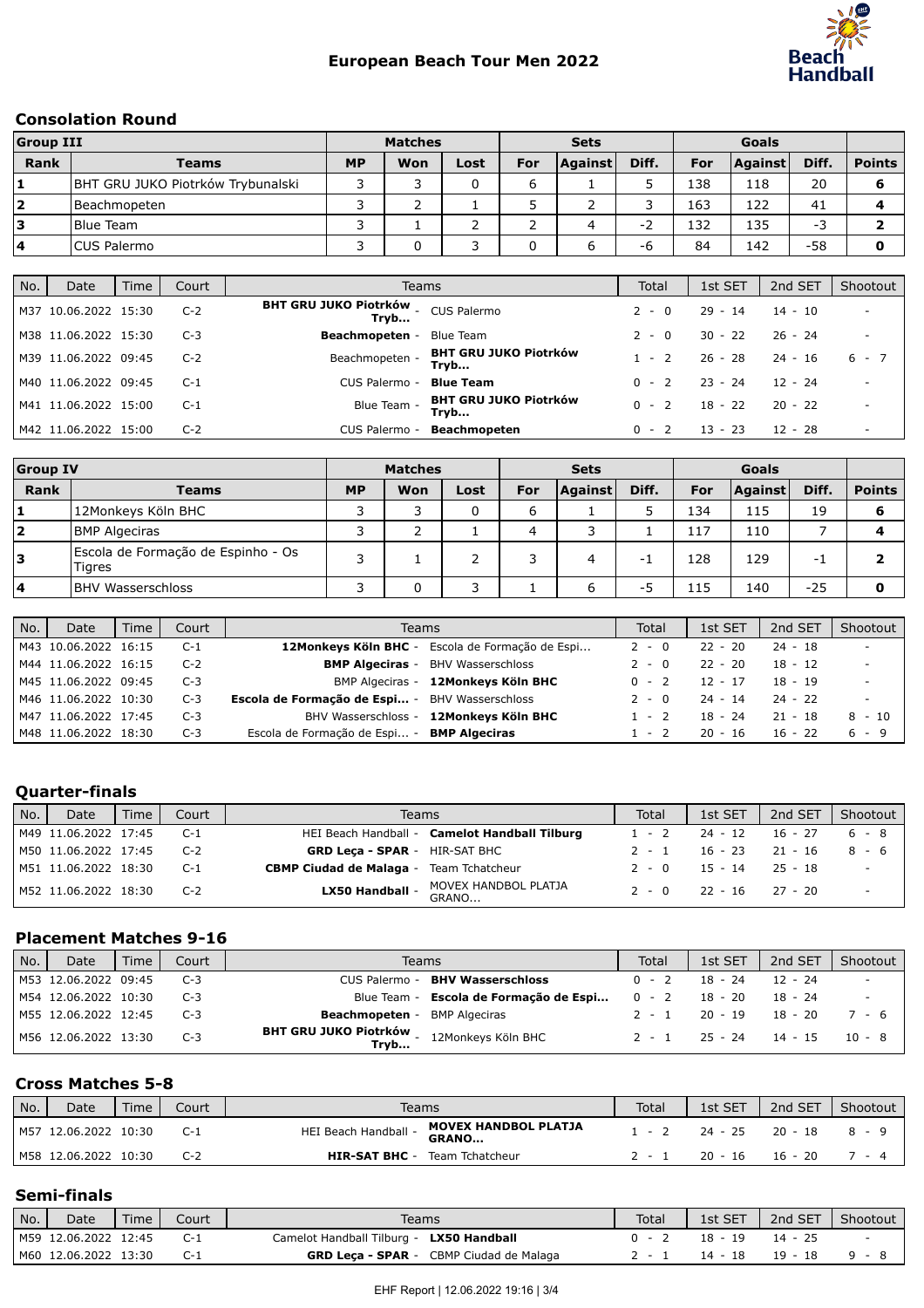# European Beach Tour Men 2022

## Consolation Round

| Group III | | Matches | | | Sets | | | Goals | | | |
|---|---|---|---|---|---|---|---|---|---|---|---|
| Rank | Teams | MP | Won | Lost | For | Against | Diff. | For | Against | Diff. | Points |
| 1 | BHT GRU JUKO Piotrków Trybunalski | 3 | 3 | 0 | 6 | 1 | 5 | 138 | 118 | 20 | 6 |
| 2 | Beachmopeten | 3 | 2 | 1 | 5 | 2 | 3 | 163 | 122 | 41 | 4 |
| 3 | Blue Team | 3 | 1 | 2 | 2 | 4 | -2 | 132 | 135 | -3 | 2 |
| 4 | CUS Palermo | 3 | 0 | 3 | 0 | 6 | -6 | 84 | 142 | -58 | 0 |

| No. | Date | Time | Court | Teams | Total | 1st SET | 2nd SET | Shootout |
|---|---|---|---|---|---|---|---|---|
| M37 | 10.06.2022 | 15:30 | C-2 | **BHT GRU JUKO Piotrków Tryb...** - CUS Palermo | 2 - 0 | 29 - 14 | 14 - 10 | - |
| M38 | 11.06.2022 | 15:30 | C-3 | **Beachmopeten** - Blue Team | 2 - 0 | 30 - 22 | 26 - 24 | - |
| M39 | 11.06.2022 | 09:45 | C-2 | Beachmopeten - **BHT GRU JUKO Piotrków Tryb...** | 1 - 2 | 26 - 28 | 24 - 16 | 6 - 7 |
| M40 | 11.06.2022 | 09:45 | C-1 | CUS Palermo - **Blue Team** | 0 - 2 | 23 - 24 | 12 - 24 | - |
| M41 | 11.06.2022 | 15:00 | C-1 | Blue Team - **BHT GRU JUKO Piotrków Tryb...** | 0 - 2 | 18 - 22 | 20 - 22 | - |
| M42 | 11.06.2022 | 15:00 | C-2 | CUS Palermo - **Beachmopeten** | 0 - 2 | 13 - 23 | 12 - 28 | - |

| Group IV | | Matches | | | Sets | | | Goals | | | |
|---|---|---|---|---|---|---|---|---|---|---|---|
| Rank | Teams | MP | Won | Lost | For | Against | Diff. | For | Against | Diff. | Points |
| 1 | 12Monkeys Köln BHC | 3 | 3 | 0 | 6 | 1 | 5 | 134 | 115 | 19 | 6 |
| 2 | BMP Algeciras | 3 | 2 | 1 | 4 | 3 | 1 | 117 | 110 | 7 | 4 |
| 3 | Escola de Formação de Espinho - Os Tigres | 3 | 1 | 2 | 3 | 4 | -1 | 128 | 129 | -1 | 2 |
| 4 | BHV Wasserschloss | 3 | 0 | 3 | 1 | 6 | -5 | 115 | 140 | -25 | 0 |

| No. | Date | Time | Court | Teams | Total | 1st SET | 2nd SET | Shootout |
|---|---|---|---|---|---|---|---|---|
| M43 | 10.06.2022 | 16:15 | C-1 | **12Monkeys Köln BHC** - Escola de Formação de Espi... | 2 - 0 | 22 - 20 | 24 - 18 | - |
| M44 | 11.06.2022 | 16:15 | C-2 | **BMP Algeciras** - BHV Wasserschloss | 2 - 0 | 22 - 20 | 18 - 12 | - |
| M45 | 11.06.2022 | 09:45 | C-3 | BMP Algeciras - **12Monkeys Köln BHC** | 0 - 2 | 12 - 17 | 18 - 19 | - |
| M46 | 11.06.2022 | 10:30 | C-3 | **Escola de Formação de Espi...** - BHV Wasserschloss | 2 - 0 | 24 - 14 | 24 - 22 | - |
| M47 | 11.06.2022 | 17:45 | C-3 | BHV Wasserschloss - **12Monkeys Köln BHC** | 1 - 2 | 18 - 24 | 21 - 18 | 8 - 10 |
| M48 | 11.06.2022 | 18:30 | C-3 | Escola de Formação de Espi... - **BMP Algeciras** | 1 - 2 | 20 - 16 | 16 - 22 | 6 - 9 |

## Quarter-finals

| No. | Date | Time | Court | Teams | Total | 1st SET | 2nd SET | Shootout |
|---|---|---|---|---|---|---|---|---|
| M49 | 11.06.2022 | 17:45 | C-1 | HEI Beach Handball - **Camelot Handball Tilburg** | 1 - 2 | 24 - 12 | 16 - 27 | 6 - 8 |
| M50 | 11.06.2022 | 17:45 | C-2 | **GRD Leça - SPAR** - HIR-SAT BHC | 2 - 1 | 16 - 23 | 21 - 16 | 8 - 6 |
| M51 | 11.06.2022 | 18:30 | C-1 | **CBMP Ciudad de Malaga** - Team Tchatcheur | 2 - 0 | 15 - 14 | 25 - 18 | - |
| M52 | 11.06.2022 | 18:30 | C-2 | **LX50 Handball** - MOVEX HANDBOL PLATJA GRANO... | 2 - 0 | 22 - 16 | 27 - 20 | - |

## Placement Matches 9-16

| No. | Date | Time | Court | Teams | Total | 1st SET | 2nd SET | Shootout |
|---|---|---|---|---|---|---|---|---|
| M53 | 12.06.2022 | 09:45 | C-3 | CUS Palermo - **BHV Wasserschloss** | 0 - 2 | 18 - 24 | 12 - 24 | - |
| M54 | 12.06.2022 | 10:30 | C-3 | Blue Team - **Escola de Formação de Espi...** | 0 - 2 | 18 - 20 | 18 - 24 | - |
| M55 | 12.06.2022 | 12:45 | C-3 | **Beachmopeten** - BMP Algeciras | 2 - 1 | 20 - 19 | 18 - 20 | 7 - 6 |
| M56 | 12.06.2022 | 13:30 | C-3 | **BHT GRU JUKO Piotrków Tryb...** - 12Monkeys Köln BHC | 2 - 1 | 25 - 24 | 14 - 15 | 10 - 8 |

## Cross Matches 5-8

| No. | Date | Time | Court | Teams | Total | 1st SET | 2nd SET | Shootout |
|---|---|---|---|---|---|---|---|---|
| M57 | 12.06.2022 | 10:30 | C-1 | HEI Beach Handball - **MOVEX HANDBOL PLATJA GRANO...** | 1 - 2 | 24 - 25 | 20 - 18 | 8 - 9 |
| M58 | 12.06.2022 | 10:30 | C-2 | **HIR-SAT BHC** - Team Tchatcheur | 2 - 1 | 20 - 16 | 16 - 20 | 7 - 4 |

## Semi-finals

| No. | Date | Time | Court | Teams | Total | 1st SET | 2nd SET | Shootout |
|---|---|---|---|---|---|---|---|---|
| M59 | 12.06.2022 | 12:45 | C-1 | Camelot Handball Tilburg - **LX50 Handball** | 0 - 2 | 18 - 19 | 14 - 25 | - |
| M60 | 12.06.2022 | 13:30 | C-1 | **GRD Leça - SPAR** - CBMP Ciudad de Malaga | 2 - 1 | 14 - 18 | 19 - 18 | 9 - 8 |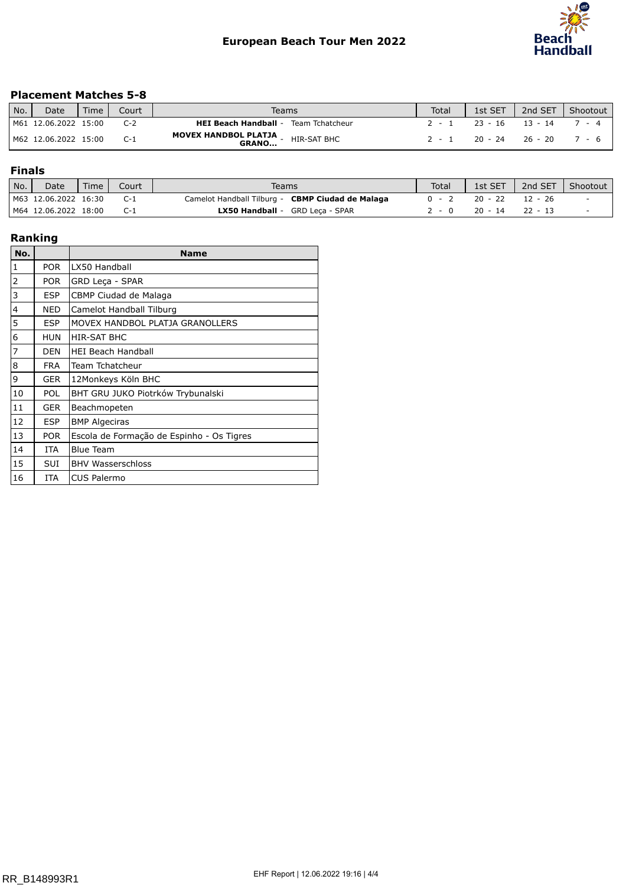# European Beach Tour Men 2022

## Placement Matches 5-8

| No. | Date | Time | Court | Teams | | Total | 1st SET | 2nd SET | Shootout |
|---|---|---|---|---|---|---|---|---|---|
| M61 | 12.06.2022 | 15:00 | C-2 | **HEI Beach Handball** - | Team Tchatcheur | 2 - 1 | 23 - 16 | 13 - 14 | 7 - 4 |
| M62 | 12.06.2022 | 15:00 | C-1 | **MOVEX HANDBOL PLATJA GRANO...** - | HIR-SAT BHC | 2 - 1 | 20 - 24 | 26 - 20 | 7 - 6 |

## Finals

| No. | Date | Time | Court | Teams | | Total | 1st SET | 2nd SET | Shootout |
|---|---|---|---|---|---|---|---|---|---|
| M63 | 12.06.2022 | 16:30 | C-1 | Camelot Handball Tilburg - | **CBMP Ciudad de Malaga** | 0 - 2 | 20 - 22 | 12 - 26 | - |
| M64 | 12.06.2022 | 18:00 | C-1 | **LX50 Handball** - | GRD Leça - SPAR | 2 - 0 | 20 - 14 | 22 - 13 | - |

## Ranking

| No. | | Name |
|---|---|---|
| 1 | POR | LX50 Handball |
| 2 | POR | GRD Leça - SPAR |
| 3 | ESP | CBMP Ciudad de Malaga |
| 4 | NED | Camelot Handball Tilburg |
| 5 | ESP | MOVEX HANDBOL PLATJA GRANOLLERS |
| 6 | HUN | HIR-SAT BHC |
| 7 | DEN | HEI Beach Handball |
| 8 | FRA | Team Tchatcheur |
| 9 | GER | 12Monkeys Köln BHC |
| 10 | POL | BHT GRU JUKO Piotrków Trybunalski |
| 11 | GER | Beachmopeten |
| 12 | ESP | BMP Algeciras |
| 13 | POR | Escola de Formação de Espinho - Os Tigres |
| 14 | ITA | Blue Team |
| 15 | SUI | BHV Wasserschloss |
| 16 | ITA | CUS Palermo |

RR_B148993R1

EHF Report | 12.06.2022 19:16